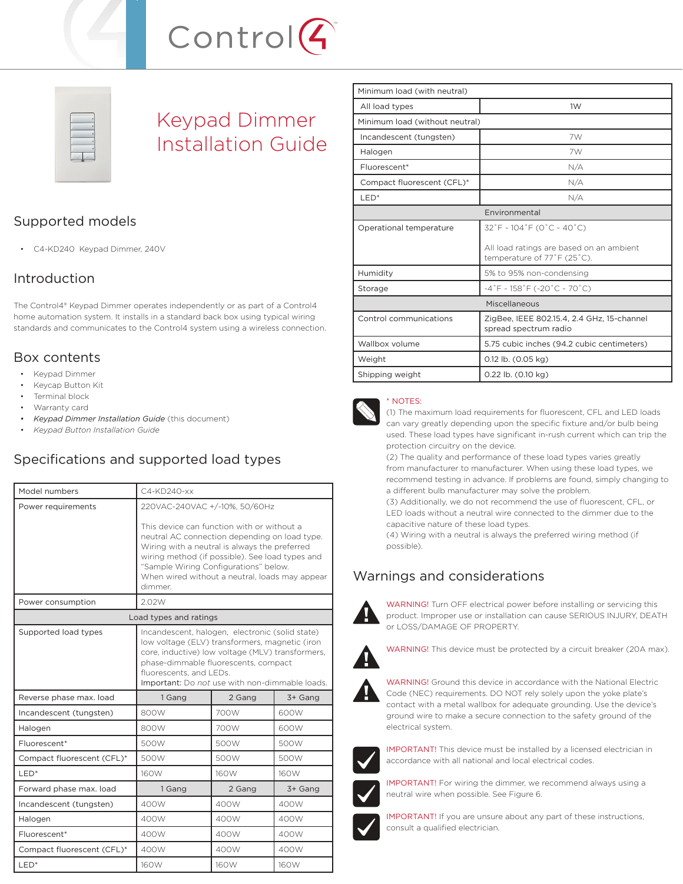# Keypad Dimmer Installation Guide

## Supported models

- C4-KD240  Keypad Dimmer, 240V

## Introduction

The Control4® Keypad Dimmer operates independently or as part of a Control4 home automation system. It installs in a standard back box using typical wiring standards and communicates to the Control4 system using a wireless connection.

## Box contents

- Keypad Dimmer
- Keycap Button Kit
- Terminal block
- Warranty card
- *Keypad Dimmer Installation Guide* (this document)
- *Keypad Button Installation Guide*

## Specifications and supported load types

| Model numbers | C4-KD240-xx | | |
|---|---|---|---|
| Power requirements | 220VAC-240VAC +/-10%, 50/60Hz<br><br>This device can function with or without a neutral AC connection depending on load type. Wiring with a neutral is always the preferred wiring method (if possible). See load types and "Sample Wiring Configurations" below.<br>When wired without a neutral, loads may appear dimmer. | | |
| Power consumption | 2.02W | | |
| Load types and ratings | | | |
| Supported load types | Incandescent, halogen, electronic (solid state) low voltage (ELV) transformers, magnetic (iron core, inductive) low voltage (MLV) transformers, phase-dimmable fluorescents, compact fluorescents, and LEDs.<br>**Important:** Do *not* use with non-dimmable loads. | | |
| Reverse phase max. load | 1 Gang | 2 Gang | 3+ Gang |
| Incandescent (tungsten) | 800W | 700W | 600W |
| Halogen | 800W | 700W | 600W |
| Fluorescent* | 500W | 500W | 500W |
| Compact fluorescent (CFL)* | 500W | 500W | 500W |
| LED* | 160W | 160W | 160W |
| Forward phase max. load | 1 Gang | 2 Gang | 3+ Gang |
| Incandescent (tungsten) | 400W | 400W | 400W |
| Halogen | 400W | 400W | 400W |
| Fluorescent* | 400W | 400W | 400W |
| Compact fluorescent (CFL)* | 400W | 400W | 400W |
| LED* | 160W | 160W | 160W |

| Minimum load (with neutral) | |
|---|---|
| All load types | 1W |
| Minimum load (without neutral) | |
| Incandescent (tungsten) | 7W |
| Halogen | 7W |
| Fluorescent* | N/A |
| Compact fluorescent (CFL)* | N/A |
| LED* | N/A |
| Environmental | |
| Operational temperature | 32˚F - 104˚F (0˚C - 40˚C)<br><br>All load ratings are based on an ambient temperature of 77˚F (25˚C). |
| Humidity | 5% to 95% non-condensing |
| Storage | -4˚F - 158˚F (-20˚C - 70˚C) |
| Miscellaneous | |
| Control communications | ZigBee, IEEE 802.15.4, 2.4 GHz, 15-channel spread spectrum radio |
| Wallbox volume | 5.75 cubic inches (94.2 cubic centimeters) |
| Weight | 0.12 lb. (0.05 kg) |
| Shipping weight | 0.22 lb. (0.10 kg) |

\* NOTES:
(1) The maximum load requirements for fluorescent, CFL and LED loads can vary greatly depending upon the specific fixture and/or bulb being used. These load types have significant in-rush current which can trip the protection circuitry on the device.
(2) The quality and performance of these load types varies greatly from manufacturer to manufacturer. When using these load types, we recommend testing in advance. If problems are found, simply changing to a different bulb manufacturer may solve the problem.
(3) Additionally, we do not recommend the use of fluorescent, CFL, or LED loads without a neutral wire connected to the dimmer due to the capacitive nature of these load types.
(4) Wiring with a neutral is always the preferred wiring method (if possible).

## Warnings and considerations

WARNING! Turn OFF electrical power before installing or servicing this product. Improper use or installation can cause SERIOUS INJURY, DEATH or LOSS/DAMAGE OF PROPERTY.

WARNING! This device must be protected by a circuit breaker (20A max).

WARNING! Ground this device in accordance with the National Electric Code (NEC) requirements. DO NOT rely solely upon the yoke plate's contact with a metal wallbox for adequate grounding. Use the device's ground wire to make a secure connection to the safety ground of the electrical system.

IMPORTANT! This device must be installed by a licensed electrician in accordance with all national and local electrical codes.

IMPORTANT! For wiring the dimmer, we recommend always using a neutral wire when possible. See Figure 6.

IMPORTANT! If you are unsure about any part of these instructions, consult a qualified electrician.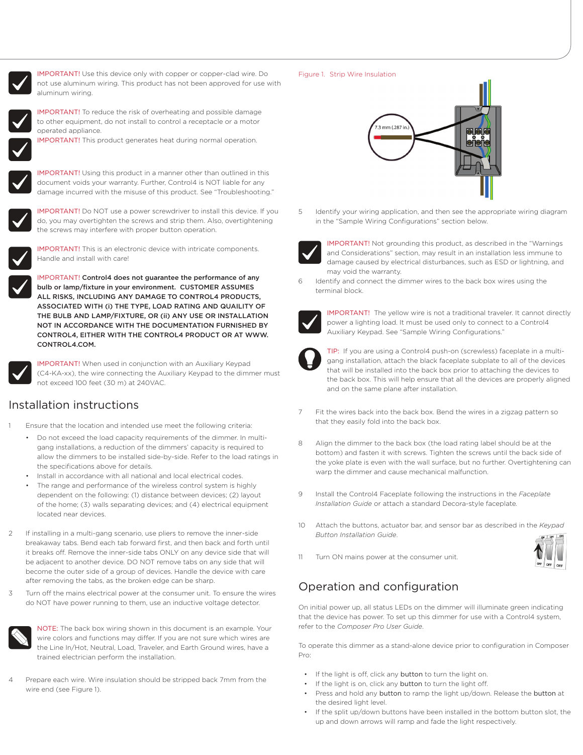IMPORTANT! Use this device only with copper or copper-clad wire. Do not use aluminum wiring. This product has not been approved for use with aluminum wiring.

IMPORTANT! To reduce the risk of overheating and possible damage to other equipment, do not install to control a receptacle or a motor operated appliance.

IMPORTANT! This product generates heat during normal operation.

IMPORTANT! Using this product in a manner other than outlined in this document voids your warranty. Further, Control4 is NOT liable for any damage incurred with the misuse of this product. See "Troubleshooting."

IMPORTANT! Do NOT use a power screwdriver to install this device. If you do, you may overtighten the screws and strip them. Also, overtightening the screws may interfere with proper button operation.

IMPORTANT! This is an electronic device with intricate components. Handle and install with care!

IMPORTANT! **Control4 does not guarantee the performance of any bulb or lamp/fixture in your environment. CUSTOMER ASSUMES ALL RISKS, INCLUDING ANY DAMAGE TO CONTROL4 PRODUCTS, ASSOCIATED WITH (i) THE TYPE, LOAD RATING AND QUAILITY OF THE BULB AND LAMP/FIXTURE, OR (ii) ANY USE OR INSTALLATION NOT IN ACCORDANCE WITH THE DOCUMENTATION FURNISHED BY CONTROL4, EITHER WITH THE CONTROL4 PRODUCT OR AT WWW.CONTROL4.COM.**

IMPORTANT! When used in conjunction with an Auxiliary Keypad (C4-KA-xx), the wire connecting the Auxiliary Keypad to the dimmer must not exceed 100 feet (30 m) at 240VAC.

## Installation instructions

1. Ensure that the location and intended use meet the following criteria:
   - Do not exceed the load capacity requirements of the dimmer. In multi-gang installations, a reduction of the dimmers' capacity is required to allow the dimmers to be installed side-by-side. Refer to the load ratings in the specifications above for details.
   - Install in accordance with all national and local electrical codes.
   - The range and performance of the wireless control system is highly dependent on the following: (1) distance between devices; (2) layout of the home; (3) walls separating devices; and (4) electrical equipment located near devices.
2. If installing in a multi-gang scenario, use pliers to remove the inner-side breakaway tabs. Bend each tab forward first, and then back and forth until it breaks off. Remove the inner-side tabs ONLY on any device side that will be adjacent to another device. DO NOT remove tabs on any side that will become the outer side of a group of devices. Handle the device with care after removing the tabs, as the broken edge can be sharp.
3. Turn off the mains electrical power at the consumer unit. To ensure the wires do NOT have power running to them, use an inductive voltage detector.

NOTE: The back box wiring shown in this document is an example. Your wire colors and functions may differ. If you are not sure which wires are the Line In/Hot, Neutral, Load, Traveler, and Earth Ground wires, have a trained electrician perform the installation.

4. Prepare each wire. Wire insulation should be stripped back 7mm from the wire end (see Figure 1).

Figure 1. Strip Wire Insulation

7.3 mm (.287 in.)

5. Identify your wiring application, and then see the appropriate wiring diagram in the "Sample Wiring Configurations" section below.

IMPORTANT! Not grounding this product, as described in the "Warnings and Considerations" section, may result in an installation less immune to damage caused by electrical disturbances, such as ESD or lightning, and may void the warranty.

6. Identify and connect the dimmer wires to the back box wires using the terminal block.

IMPORTANT! The yellow wire is not a traditional traveler. It cannot directly power a lighting load. It must be used only to connect to a Control4 Auxiliary Keypad. See "Sample Wiring Configurations."

TIP: If you are using a Control4 push-on (screwless) faceplate in a multi-gang installation, attach the black faceplate subplate to all of the devices that will be installed into the back box prior to attaching the devices to the back box. This will help ensure that all the devices are properly aligned and on the same plane after installation.

7. Fit the wires back into the back box. Bend the wires in a zigzag pattern so that they easily fold into the back box.
8. Align the dimmer to the back box (the load rating label should be at the bottom) and fasten it with screws. Tighten the screws until the back side of the yoke plate is even with the wall surface, but no further. Overtightening can warp the dimmer and cause mechanical malfunction.
9. Install the Control4 Faceplate following the instructions in the *Faceplate Installation Guide* or attach a standard Decora-style faceplate.
10. Attach the buttons, actuator bar, and sensor bar as described in the *Keypad Button Installation Guide*.
11. Turn ON mains power at the consumer unit.

## Operation and configuration

On initial power up, all status LEDs on the dimmer will illuminate green indicating that the device has power. To set up this dimmer for use with a Control4 system, refer to the *Composer Pro User Guide*.

To operate this dimmer as a stand-alone device prior to configuration in Composer Pro:

- If the light is off, click any button to turn the light on.
- If the light is on, click any button to turn the light off.
- Press and hold any button to ramp the light up/down. Release the button at the desired light level.
- If the split up/down buttons have been installed in the bottom button slot, the up and down arrows will ramp and fade the light respectively.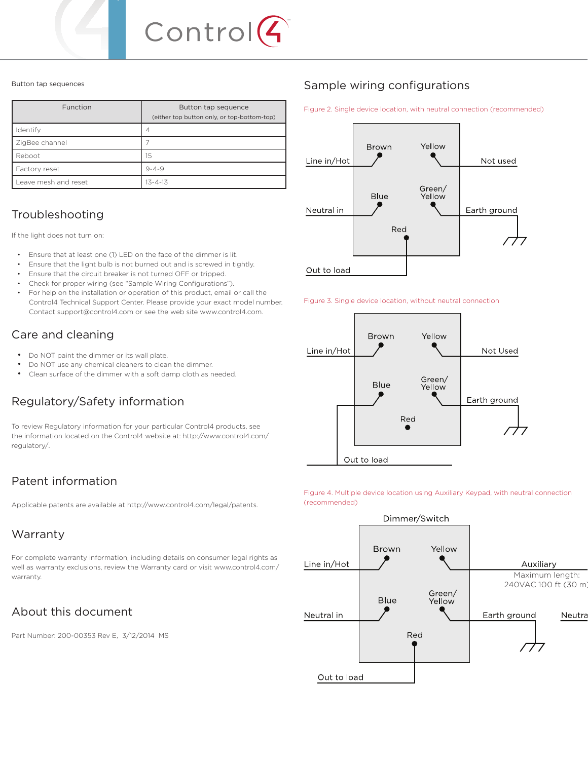Button tap sequences

| Function | Button tap sequence (either top button only, or top-bottom-top) |
|---|---|
| Identify | 4 |
| ZigBee channel | 7 |
| Reboot | 15 |
| Factory reset | 9-4-9 |
| Leave mesh and reset | 13-4-13 |

## Troubleshooting

If the light does not turn on:

- Ensure that at least one (1) LED on the face of the dimmer is lit.
- Ensure that the light bulb is not burned out and is screwed in tightly.
- Ensure that the circuit breaker is not turned OFF or tripped.
- Check for proper wiring (see "Sample Wiring Configurations").
- For help on the installation or operation of this product, email or call the Control4 Technical Support Center. Please provide your exact model number. Contact support@control4.com or see the web site www.control4.com.

## Care and cleaning

- Do NOT paint the dimmer or its wall plate.
- Do NOT use any chemical cleaners to clean the dimmer.
- Clean surface of the dimmer with a soft damp cloth as needed.

## Regulatory/Safety information

To review Regulatory information for your particular Control4 products, see the information located on the Control4 website at: http://www.control4.com/regulatory/.

## Patent information

Applicable patents are available at http://www.control4.com/legal/patents.

## Warranty

For complete warranty information, including details on consumer legal rights as well as warranty exclusions, review the Warranty card or visit www.control4.com/warranty.

## About this document

Part Number: 200-00353 Rev E, 3/12/2014 MS

## Sample wiring configurations

Figure 2. Single device location, with neutral connection (recommended)

Brown, Yellow, Line in/Hot, Not used, Blue, Green/Yellow, Neutral in, Earth ground, Red, Out to load

Figure 3. Single device location, without neutral connection

Brown, Yellow, Line in/Hot, Not Used, Blue, Green/Yellow, Earth ground, Red, Out to load

Figure 4. Multiple device location using Auxiliary Keypad, with neutral connection (recommended)

Dimmer/Switch, Brown, Yellow, Line in/Hot, Auxiliary, Maximum length: 240VAC 100 ft (30 m), Blue, Green/Yellow, Neutral in, Earth ground, Neutral, Red, Out to load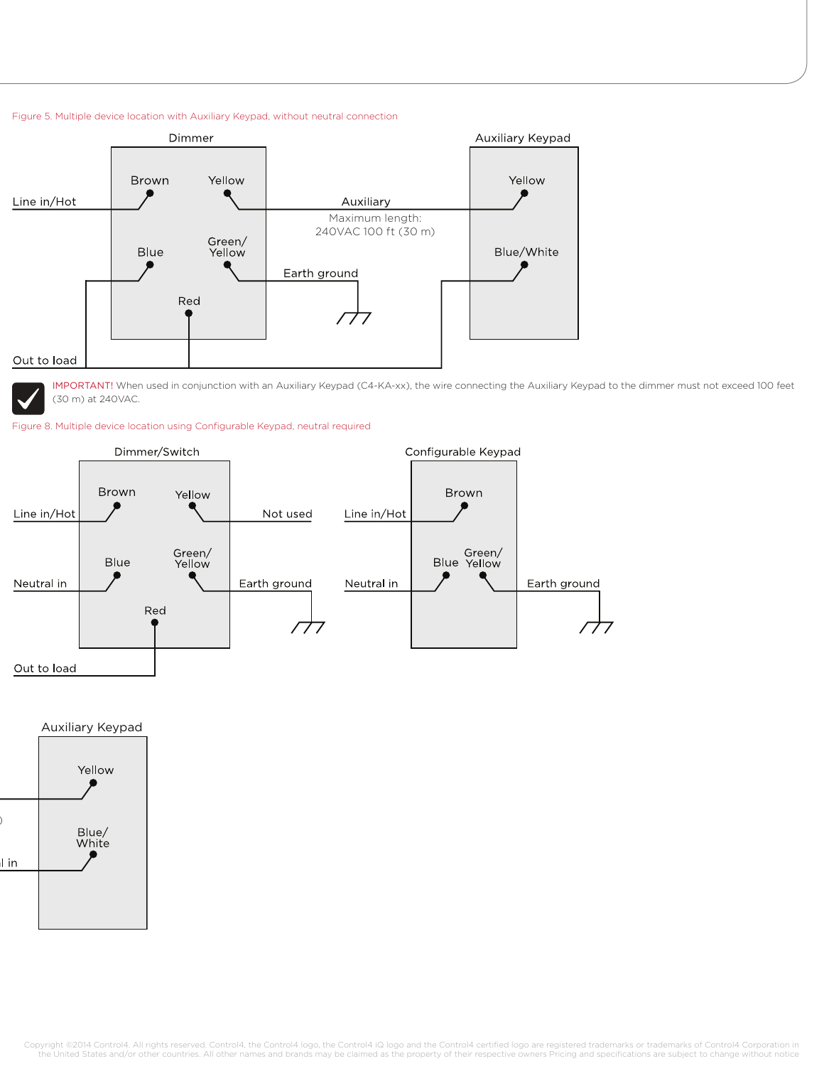Figure 5. Multiple device location with Auxiliary Keypad, without neutral connection

Dimmer

Brown

Yellow

Line in/Hot

Blue

Green/
Yellow

Red

Out to load

Auxiliary

Maximum length:
240VAC 100 ft (30 m)

Earth ground

Auxiliary Keypad

Yellow

Blue/White

IMPORTANT! When used in conjunction with an Auxiliary Keypad (C4-KA-xx), the wire connecting the Auxiliary Keypad to the dimmer must not exceed 100 feet (30 m) at 240VAC.

Figure 8. Multiple device location using Configurable Keypad, neutral required

Dimmer/Switch

Brown

Yellow

Line in/Hot

Not used

Blue

Green/
Yellow

Neutral in

Earth ground

Red

Out to load

Configurable Keypad

Brown

Line in/Hot

Blue

Green/
Yellow

Neutral in

Earth ground

Auxiliary Keypad

Yellow

Blue/
White

l in

Copyright ©2014 Control4. All rights reserved. Control4, the Control4 logo, the Control4 iQ logo and the Control4 certified logo are registered trademarks or trademarks of Control4 Corporation in the United States and/or other countries. All other names and brands may be claimed as the property of their respective owners Pricing and specifications are subject to change without notice